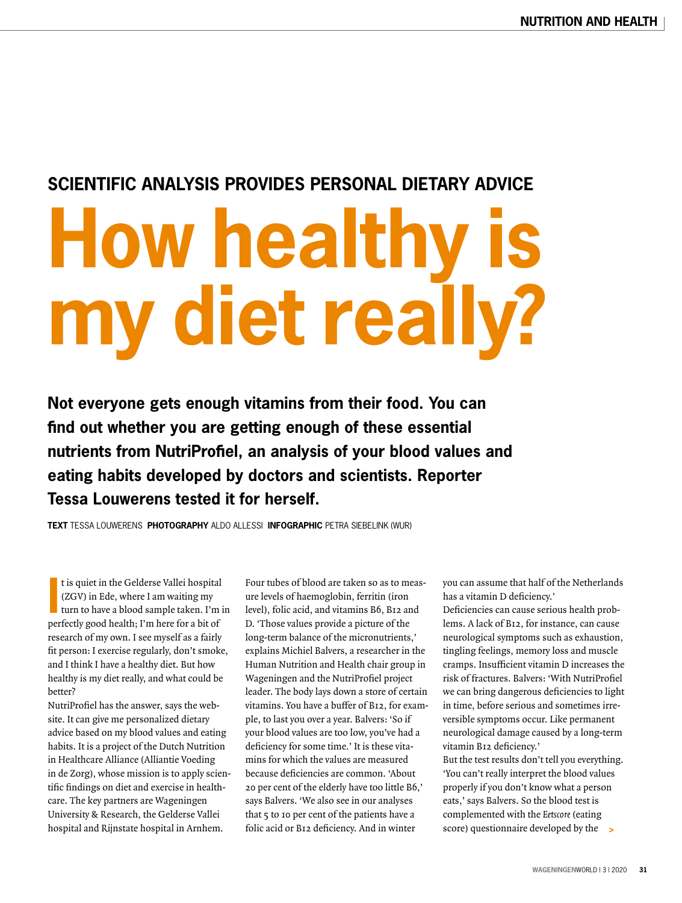## SCIENTIFIC ANALYSIS PROVIDES PERSONAL DIETARY ADVICE

# How healthy is my diet really?

**Not everyone gets enough vitamins from their food. You can find out whether you are getting enough of these essential nutrients from NutriProfiel, an analysis of your blood values and eating habits developed by doctors and scientists. Reporter Tessa Louwerens tested it for herself.**

**TEXT** TESSA LOUWERENS **PHOTOGRAPHY** ALDO ALLESSI **INFOGRAPHIC** PETRA SIEBELINK (WUR)

It is quiet in the Gelderse Vallei hospital (ZGV) in Ede, where I am waiting my turn to have a blood sample taken. I'm in perfectly good health; I'm here for a bit of research of my own. I see myself as a fairly fit person: I exercise regularly, don't smoke, and I think I have a healthy diet. But how healthy is my diet really, and what could be better?

NutriProfiel has the answer, says the website. It can give me personalized dietary advice based on my blood values and eating habits. It is a project of the Dutch Nutrition in Healthcare Alliance (Alliantie Voeding in de Zorg), whose mission is to apply scientific findings on diet and exercise in healthcare. The key partners are Wageningen University & Research, the Gelderse Vallei hospital and Rijnstate hospital in Arnhem.

Four tubes of blood are taken so as to measure levels of haemoglobin, ferritin (iron level), folic acid, and vitamins B6, B12 and D. 'Those values provide a picture of the long-term balance of the micronutrients,' explains Michiel Balvers, a researcher in the Human Nutrition and Health chair group in Wageningen and the NutriProfiel project leader. The body lays down a store of certain vitamins. You have a buffer of B12, for example, to last you over a year. Balvers: 'So if your blood values are too low, you've had a deficiency for some time.' It is these vitamins for which the values are measured because deficiencies are common. 'About 20 per cent of the elderly have too little B6,' says Balvers. 'We also see in our analyses that 5 to 10 per cent of the patients have a folic acid or B12 deficiency. And in winter you can assume that half of the Netherlands has a vitamin D deficiency.'

Deficiencies can cause serious health problems. A lack of B12, for instance, can cause neurological symptoms such as exhaustion, tingling feelings, memory loss and muscle cramps. Insufficient vitamin D increases the risk of fractures. Balvers: 'With NutriProfiel we can bring dangerous deficiencies to light in time, before serious and sometimes irreversible symptoms occur. Like permanent neurological damage caused by a long-term vitamin B12 deficiency.'

But the test results don't tell you everything. 'You can't really interpret the blood values properly if you don't know what a person eats,' says Balvers. So the blood test is complemented with the *Eetscore* (eating score) questionnaire developed by the >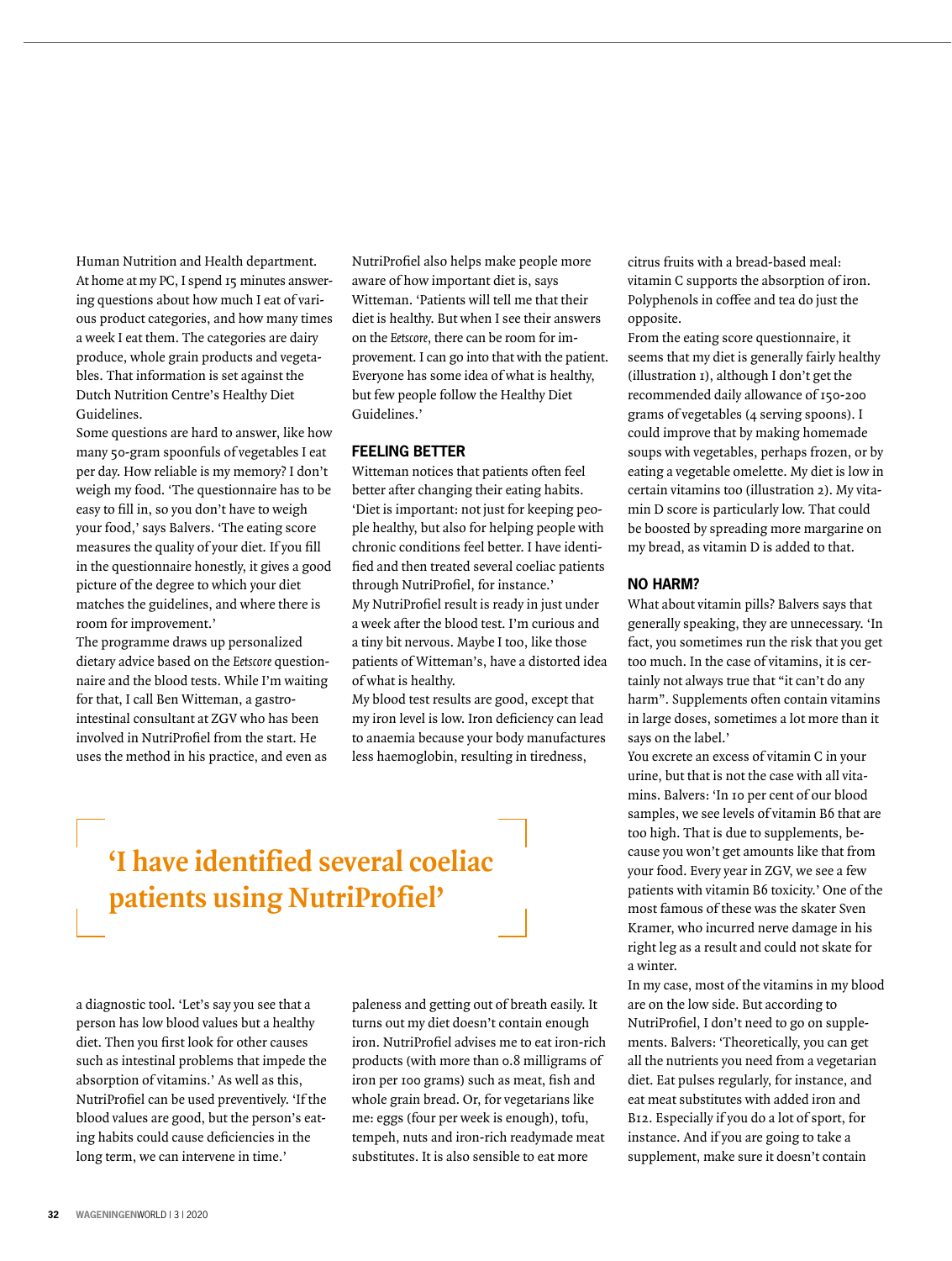Human Nutrition and Health department. At home at my PC, I spend 15 minutes answering questions about how much I eat of various product categories, and how many times a week I eat them. The categories are dairy produce, whole grain products and vegetables. That information is set against the Dutch Nutrition Centre's Healthy Diet Guidelines.

Some questions are hard to answer, like how many 50-gram spoonfuls of vegetables I eat per day. How reliable is my memory? I don't weigh my food. 'The questionnaire has to be easy to fill in, so you don't have to weigh your food,' says Balvers. 'The eating score measures the quality of your diet. If you fill in the questionnaire honestly, it gives a good picture of the degree to which your diet matches the guidelines, and where there is room for improvement.'

The programme draws up personalized dietary advice based on the *Eetscore* questionnaire and the blood tests. While I'm waiting for that, I call Ben Witteman, a gastro-intestinal consultant at ZGV who has been involved in NutriProfiel from the start. He uses the method in his practice, and even as a diagnostic tool. 'Let's say you see that a person has low blood values but a healthy diet. Then you first look for other causes such as intestinal problems that impede the absorption of vitamins.' As well as this, NutriProfiel can be used preventively. 'If the blood values are good, but the person's eating habits could cause deficiencies in the long term, we can intervene in time.'

NutriProfiel also helps make people more aware of how important diet is, says Witteman. 'Patients will tell me that their diet is healthy. But when I see their answers on the *Eetscore*, there can be room for improvement. I can go into that with the patient. Everyone has some idea of what is healthy, but few people follow the Healthy Diet Guidelines.'

## FEELING BETTER

Witteman notices that patients often feel better after changing their eating habits. 'Diet is important: not just for keeping people healthy, but also for helping people with chronic conditions feel better. I have identified and then treated several coeliac patients through NutriProfiel, for instance.'

My NutriProfiel result is ready in just under a week after the blood test. I'm curious and a tiny bit nervous. Maybe I too, like those patients of Witteman's, have a distorted idea of what is healthy.

My blood test results are good, except that my iron level is low. Iron deficiency can lead to anaemia because your body manufactures less haemoglobin, resulting in tiredness, paleness and getting out of breath easily. It turns out my diet doesn't contain enough iron. NutriProfiel advises me to eat iron-rich products (with more than 0.8 milligrams of iron per 100 grams) such as meat, fish and whole grain bread. Or, for vegetarians like me: eggs (four per week is enough), tofu, tempeh, nuts and iron-rich readymade meat substitutes. It is also sensible to eat more citrus fruits with a bread-based meal: vitamin C supports the absorption of iron. Polyphenols in coffee and tea do just the opposite.

**'I have identified several coeliac patients using NutriProfiel'**

From the eating score questionnaire, it seems that my diet is generally fairly healthy (illustration 1), although I don't get the recommended daily allowance of 150-200 grams of vegetables (4 serving spoons). I could improve that by making homemade soups with vegetables, perhaps frozen, or by eating a vegetable omelette. My diet is low in certain vitamins too (illustration 2). My vitamin D score is particularly low. That could be boosted by spreading more margarine on my bread, as vitamin D is added to that.

## NO HARM?

What about vitamin pills? Balvers says that generally speaking, they are unnecessary. 'In fact, you sometimes run the risk that you get too much. In the case of vitamins, it is certainly not always true that "it can't do any harm". Supplements often contain vitamins in large doses, sometimes a lot more than it says on the label.'

You excrete an excess of vitamin C in your urine, but that is not the case with all vitamins. Balvers: 'In 10 per cent of our blood samples, we see levels of vitamin B6 that are too high. That is due to supplements, because you won't get amounts like that from your food. Every year in ZGV, we see a few patients with vitamin B6 toxicity.' One of the most famous of these was the skater Sven Kramer, who incurred nerve damage in his right leg as a result and could not skate for a winter.

In my case, most of the vitamins in my blood are on the low side. But according to NutriProfiel, I don't need to go on supplements. Balvers: 'Theoretically, you can get all the nutrients you need from a vegetarian diet. Eat pulses regularly, for instance, and eat meat substitutes with added iron and B12. Especially if you do a lot of sport, for instance. And if you are going to take a supplement, make sure it doesn't contain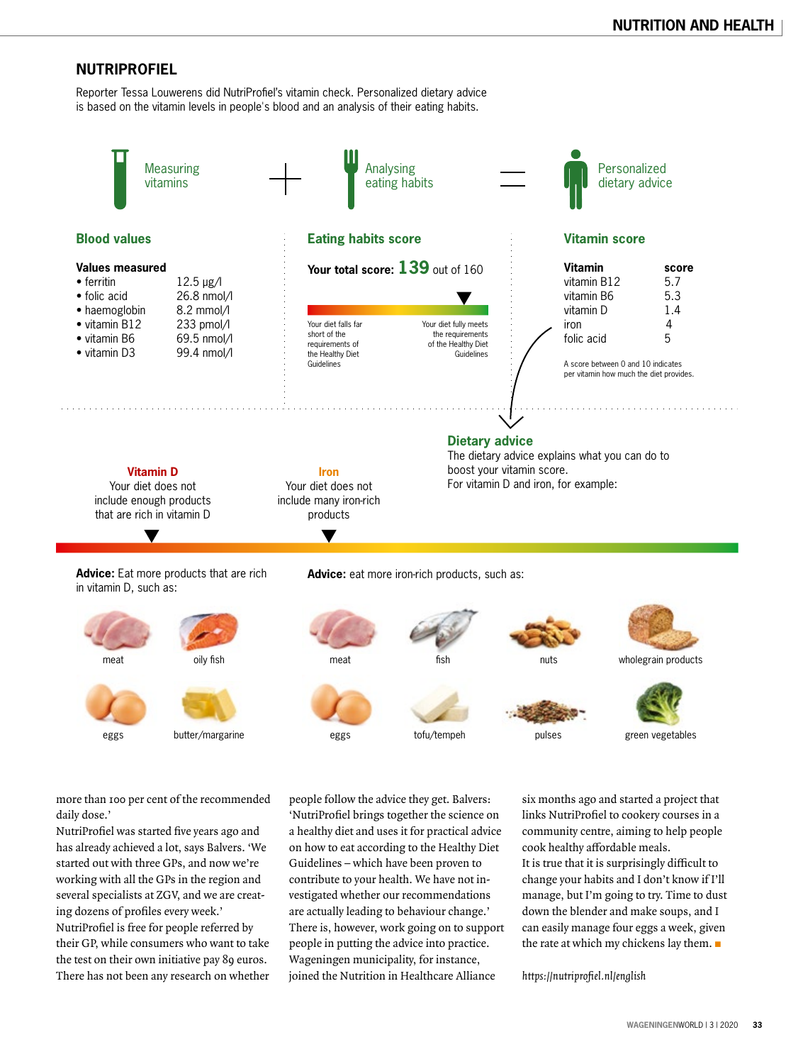## NUTRIPROFIEL

Reporter Tessa Louwerens did NutriProfiel's vitamin check. Personalized dietary advice is based on the vitamin levels in people's blood and an analysis of their eating habits.

Measuring vitamins + Analysing eating habits = Personalized dietary advice

### Blood values

**Values measured**

| | |
|---|---|
| • ferritin | 12.5 μg/l |
| • folic acid | 26.8 nmol/l |
| • haemoglobin | 8.2 mmol/l |
| • vitamin B12 | 233 pmol/l |
| • vitamin B6 | 69.5 nmol/l |
| • vitamin D3 | 99.4 nmol/l |

### Eating habits score

**Your total score: 139** out of 160

Your diet falls far short of the requirements of the Healthy Diet Guidelines

Your diet fully meets the requirements of the Healthy Diet Guidelines

### Vitamin score

| **Vitamin** | **score** |
|---|---|
| vitamin B12 | 5.7 |
| vitamin B6 | 5.3 |
| vitamin D | 1.4 |
| iron | 4 |
| folic acid | 5 |

A score between 0 and 10 indicates per vitamin how much the diet provides.

### Dietary advice

The dietary advice explains what you can do to boost your vitamin score.
For vitamin D and iron, for example:

**Vitamin D**
Your diet does not include enough products that are rich in vitamin D

**Iron**
Your diet does not include many iron-rich products

**Advice:** Eat more products that are rich in vitamin D, such as:

meat, oily fish, eggs, butter/margarine

**Advice:** eat more iron-rich products, such as:

meat, fish, nuts, wholegrain products, eggs, tofu/tempeh, pulses, green vegetables

more than 100 per cent of the recommended daily dose.'

NutriProfiel was started five years ago and has already achieved a lot, says Balvers. 'We started out with three GPs, and now we're working with all the GPs in the region and several specialists at ZGV, and we are creating dozens of profiles every week.'

NutriProfiel is free for people referred by their GP, while consumers who want to take the test on their own initiative pay 89 euros. There has not been any research on whether people follow the advice they get. Balvers: 'NutriProfiel brings together the science on a healthy diet and uses it for practical advice on how to eat according to the Healthy Diet Guidelines – which have been proven to contribute to your health. We have not investigated whether our recommendations are actually leading to behaviour change.'

There is, however, work going on to support people in putting the advice into practice. Wageningen municipality, for instance, joined the Nutrition in Healthcare Alliance six months ago and started a project that links NutriProfiel to cookery courses in a community centre, aiming to help people cook healthy affordable meals.

It is true that it is surprisingly difficult to change your habits and I don't know if I'll manage, but I'm going to try. Time to dust down the blender and make soups, and I can easily manage four eggs a week, given the rate at which my chickens lay them. ■

*https://nutriprofiel.nl/english*